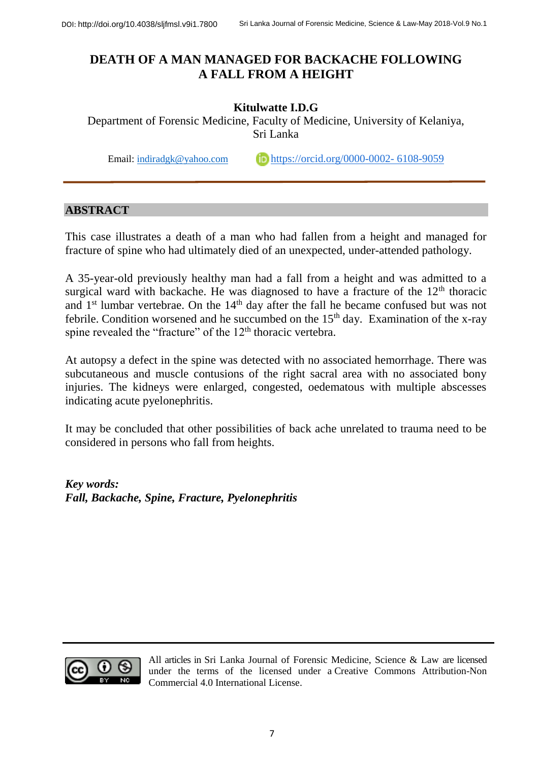# DEATH OF A MAN MANAGED FOR BACKACHE FOLLOWING A FALL FROM A HEIGHT

**Kitulwatte I.D.G**

Department of Forensic Medicine, Faculty of Medicine, University of Kelaniya, Sri Lanka

Email: indiradgk@yahoo.com https://orcid.org/0000-0002- 6108-9059

## ABSTRACT

This case illustrates a death of a man who had fallen from a height and managed for fracture of spine who had ultimately died of an unexpected, under-attended pathology.

A 35-year-old previously healthy man had a fall from a height and was admitted to a surgical ward with backache. He was diagnosed to have a fracture of the 12th thoracic and 1st lumbar vertebrae. On the 14th day after the fall he became confused but was not febrile. Condition worsened and he succumbed on the 15th day. Examination of the x-ray spine revealed the "fracture" of the 12th thoracic vertebra.

At autopsy a defect in the spine was detected with no associated hemorrhage. There was subcutaneous and muscle contusions of the right sacral area with no associated bony injuries. The kidneys were enlarged, congested, oedematous with multiple abscesses indicating acute pyelonephritis.

It may be concluded that other possibilities of back ache unrelated to trauma need to be considered in persons who fall from heights.

***Key words:***
***Fall, Backache, Spine, Fracture, Pyelonephritis***

All articles in Sri Lanka Journal of Forensic Medicine, Science & Law are licensed under the terms of the licensed under a Creative Commons Attribution-Non Commercial 4.0 International License.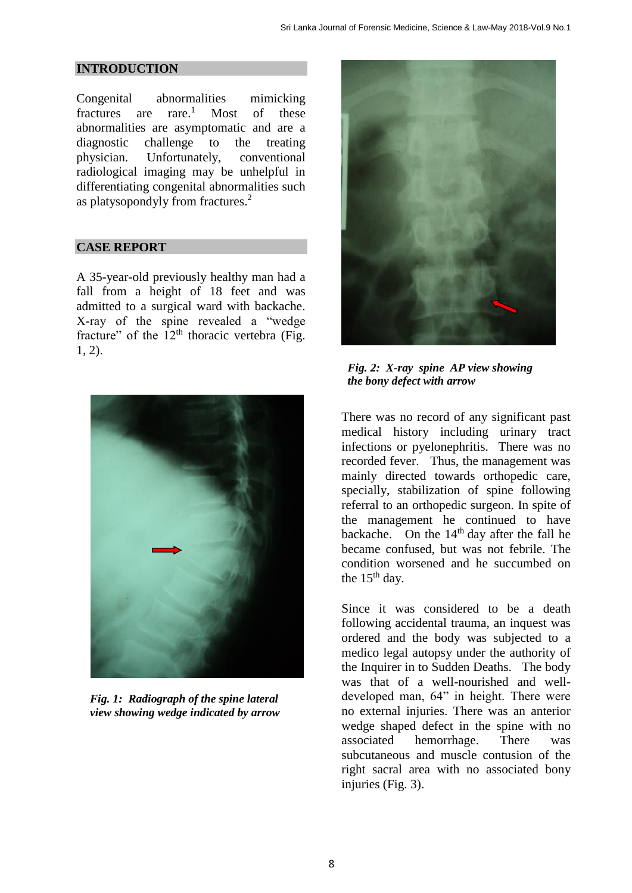## INTRODUCTION

Congenital abnormalities mimicking fractures are rare.[1] Most of these abnormalities are asymptomatic and are a diagnostic challenge to the treating physician. Unfortunately, conventional radiological imaging may be unhelpful in differentiating congenital abnormalities such as platysopondyly from fractures.[2]

## CASE REPORT

A 35-year-old previously healthy man had a fall from a height of 18 feet and was admitted to a surgical ward with backache. X-ray of the spine revealed a "wedge fracture" of the 12th thoracic vertebra (Fig. 1, 2).

***Fig. 1: Radiograph of the spine lateral view showing wedge indicated by arrow***

***Fig. 2: X-ray spine AP view showing the bony defect with arrow***

There was no record of any significant past medical history including urinary tract infections or pyelonephritis. There was no recorded fever. Thus, the management was mainly directed towards orthopedic care, specially, stabilization of spine following referral to an orthopedic surgeon. In spite of the management he continued to have backache. On the 14th day after the fall he became confused, but was not febrile. The condition worsened and he succumbed on the 15th day.

Since it was considered to be a death following accidental trauma, an inquest was ordered and the body was subjected to a medico legal autopsy under the authority of the Inquirer in to Sudden Deaths. The body was that of a well-nourished and well-developed man, 64" in height. There were no external injuries. There was an anterior wedge shaped defect in the spine with no associated hemorrhage. There was subcutaneous and muscle contusion of the right sacral area with no associated bony injuries (Fig. 3).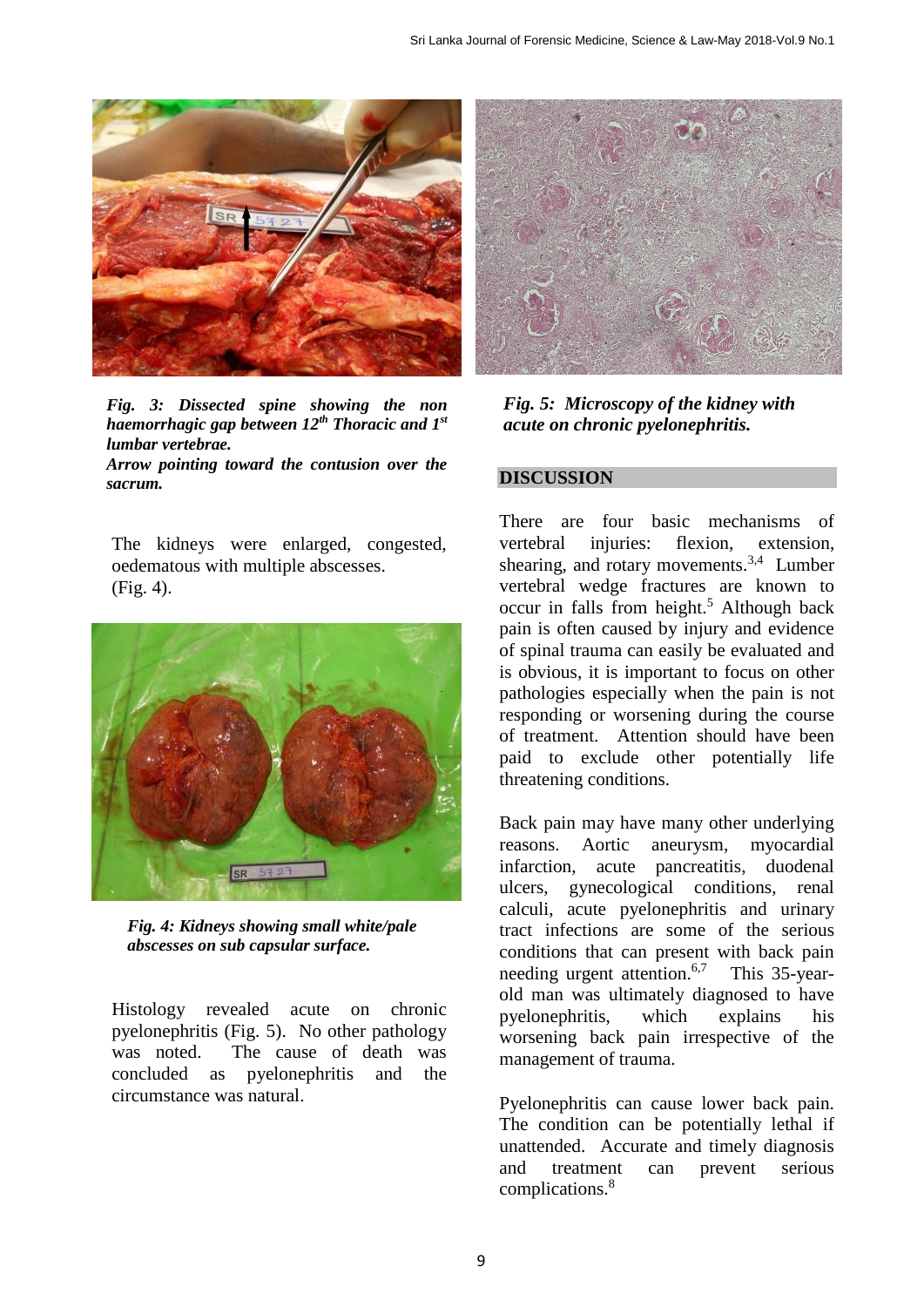*Fig. 3: Dissected spine showing the non haemorrhagic gap between 12th Thoracic and 1st lumbar vertebrae.*
*Arrow pointing toward the contusion over the sacrum.*

The kidneys were enlarged, congested, oedematous with multiple abscesses. (Fig. 4).

*Fig. 4: Kidneys showing small white/pale abscesses on sub capsular surface.*

Histology revealed acute on chronic pyelonephritis (Fig. 5). No other pathology was noted. The cause of death was concluded as pyelonephritis and the circumstance was natural.

*Fig. 5: Microscopy of the kidney with acute on chronic pyelonephritis.*

## DISCUSSION

There are four basic mechanisms of vertebral injuries: flexion, extension, shearing, and rotary movements.[3,4] Lumber vertebral wedge fractures are known to occur in falls from height.[5] Although back pain is often caused by injury and evidence of spinal trauma can easily be evaluated and is obvious, it is important to focus on other pathologies especially when the pain is not responding or worsening during the course of treatment. Attention should have been paid to exclude other potentially life threatening conditions.

Back pain may have many other underlying reasons. Aortic aneurysm, myocardial infarction, acute pancreatitis, duodenal ulcers, gynecological conditions, renal calculi, acute pyelonephritis and urinary tract infections are some of the serious conditions that can present with back pain needing urgent attention.[6,7] This 35-year-old man was ultimately diagnosed to have pyelonephritis, which explains his worsening back pain irrespective of the management of trauma.

Pyelonephritis can cause lower back pain. The condition can be potentially lethal if unattended. Accurate and timely diagnosis and treatment can prevent serious complications.[8]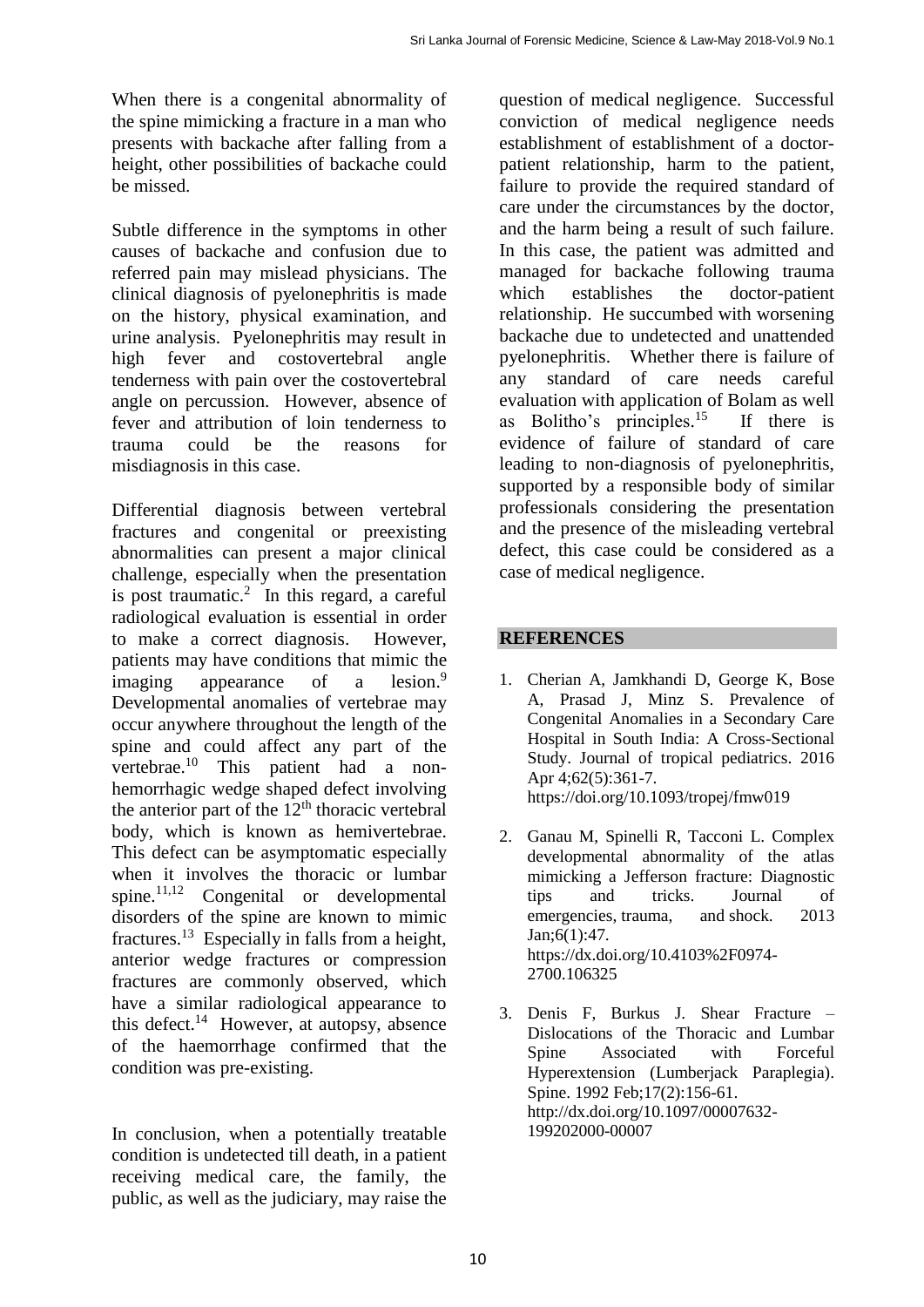When there is a congenital abnormality of the spine mimicking a fracture in a man who presents with backache after falling from a height, other possibilities of backache could be missed.

Subtle difference in the symptoms in other causes of backache and confusion due to referred pain may mislead physicians. The clinical diagnosis of pyelonephritis is made on the history, physical examination, and urine analysis. Pyelonephritis may result in high fever and costovertebral angle tenderness with pain over the costovertebral angle on percussion. However, absence of fever and attribution of loin tenderness to trauma could be the reasons for misdiagnosis in this case.

Differential diagnosis between vertebral fractures and congenital or preexisting abnormalities can present a major clinical challenge, especially when the presentation is post traumatic.[2] In this regard, a careful radiological evaluation is essential in order to make a correct diagnosis. However, patients may have conditions that mimic the imaging appearance of a lesion.[9] Developmental anomalies of vertebrae may occur anywhere throughout the length of the spine and could affect any part of the vertebrae.[10] This patient had a non-hemorrhagic wedge shaped defect involving the anterior part of the 12th thoracic vertebral body, which is known as hemivertebrae. This defect can be asymptomatic especially when it involves the thoracic or lumbar spine.[11,12] Congenital or developmental disorders of the spine are known to mimic fractures.[13] Especially in falls from a height, anterior wedge fractures or compression fractures are commonly observed, which have a similar radiological appearance to this defect.[14] However, at autopsy, absence of the haemorrhage confirmed that the condition was pre-existing.

In conclusion, when a potentially treatable condition is undetected till death, in a patient receiving medical care, the family, the public, as well as the judiciary, may raise the question of medical negligence. Successful conviction of medical negligence needs establishment of establishment of a doctor-patient relationship, harm to the patient, failure to provide the required standard of care under the circumstances by the doctor, and the harm being a result of such failure. In this case, the patient was admitted and managed for backache following trauma which establishes the doctor-patient relationship. He succumbed with worsening backache due to undetected and unattended pyelonephritis. Whether there is failure of any standard of care needs careful evaluation with application of Bolam as well as Bolitho's principles.[15] If there is evidence of failure of standard of care leading to non-diagnosis of pyelonephritis, supported by a responsible body of similar professionals considering the presentation and the presence of the misleading vertebral defect, this case could be considered as a case of medical negligence.

## REFERENCES

1. Cherian A, Jamkhandi D, George K, Bose A, Prasad J, Minz S. Prevalence of Congenital Anomalies in a Secondary Care Hospital in South India: A Cross-Sectional Study. Journal of tropical pediatrics. 2016 Apr 4;62(5):361-7. https://doi.org/10.1093/tropej/fmw019

2. Ganau M, Spinelli R, Tacconi L. Complex developmental abnormality of the atlas mimicking a Jefferson fracture: Diagnostic tips and tricks. Journal of emergencies, trauma, and shock. 2013 Jan;6(1):47. https://dx.doi.org/10.4103%2F0974-2700.106325

3. Denis F, Burkus J. Shear Fracture – Dislocations of the Thoracic and Lumbar Spine Associated with Forceful Hyperextension (Lumberjack Paraplegia). Spine. 1992 Feb;17(2):156-61. http://dx.doi.org/10.1097/00007632-199202000-00007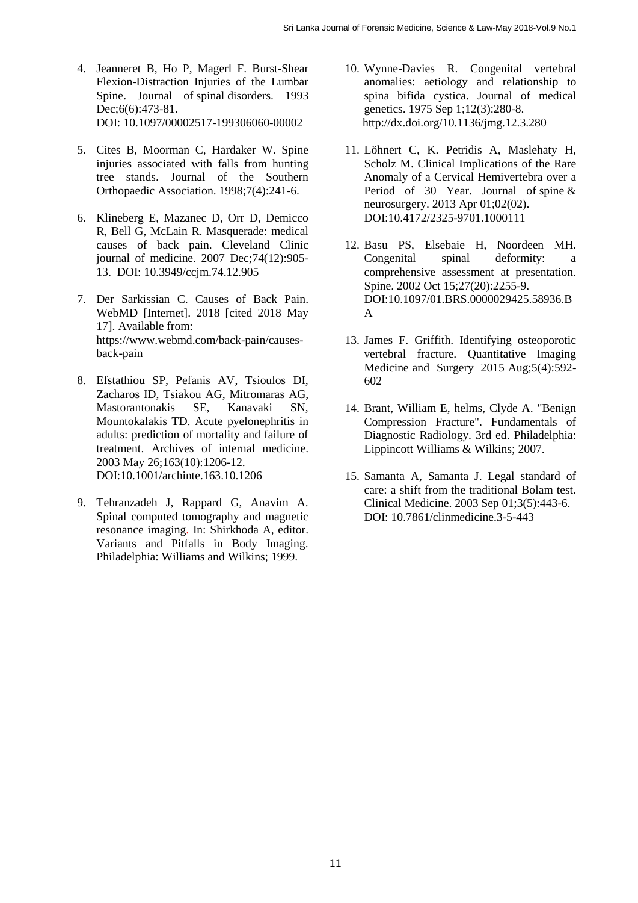4. Jeanneret B, Ho P, Magerl F. Burst-Shear Flexion-Distraction Injuries of the Lumbar Spine. Journal of spinal disorders. 1993 Dec;6(6):473-81.
   DOI: 10.1097/00002517-199306060-00002

5. Cites B, Moorman C, Hardaker W. Spine injuries associated with falls from hunting tree stands. Journal of the Southern Orthopaedic Association. 1998;7(4):241-6.

6. Klineberg E, Mazanec D, Orr D, Demicco R, Bell G, McLain R. Masquerade: medical causes of back pain. Cleveland Clinic journal of medicine. 2007 Dec;74(12):905-13. DOI: 10.3949/ccjm.74.12.905

7. Der Sarkissian C. Causes of Back Pain. WebMD [Internet]. 2018 [cited 2018 May 17]. Available from: https://www.webmd.com/back-pain/causes-back-pain

8. Efstathiou SP, Pefanis AV, Tsioulos DI, Zacharos ID, Tsiakou AG, Mitromaras AG, Mastorantonakis SE, Kanavaki SN, Mountokalakis TD. Acute pyelonephritis in adults: prediction of mortality and failure of treatment. Archives of internal medicine. 2003 May 26;163(10):1206-12.
   DOI:10.1001/archinte.163.10.1206

9. Tehranzadeh J, Rappard G, Anavim A. Spinal computed tomography and magnetic resonance imaging. In: Shirkhoda A, editor. Variants and Pitfalls in Body Imaging. Philadelphia: Williams and Wilkins; 1999.

10. Wynne-Davies R. Congenital vertebral anomalies: aetiology and relationship to spina bifida cystica. Journal of medical genetics. 1975 Sep 1;12(3):280-8.
    http://dx.doi.org/10.1136/jmg.12.3.280

11. Löhnert C, K. Petridis A, Maslehaty H, Scholz M. Clinical Implications of the Rare Anomaly of a Cervical Hemivertebra over a Period of 30 Year. Journal of spine & neurosurgery. 2013 Apr 01;02(02).
    DOI:10.4172/2325-9701.1000111

12. Basu PS, Elsebaie H, Noordeen MH. Congenital spinal deformity: a comprehensive assessment at presentation. Spine. 2002 Oct 15;27(20):2255-9.
    DOI:10.1097/01.BRS.0000029425.58936.BA

13. James F. Griffith. Identifying osteoporotic vertebral fracture. Quantitative Imaging Medicine and Surgery 2015 Aug;5(4):592-602

14. Brant, William E, helms, Clyde A. "Benign Compression Fracture". Fundamentals of Diagnostic Radiology. 3rd ed. Philadelphia: Lippincott Williams & Wilkins; 2007.

15. Samanta A, Samanta J. Legal standard of care: a shift from the traditional Bolam test. Clinical Medicine. 2003 Sep 01;3(5):443-6.
    DOI: 10.7861/clinmedicine.3-5-443